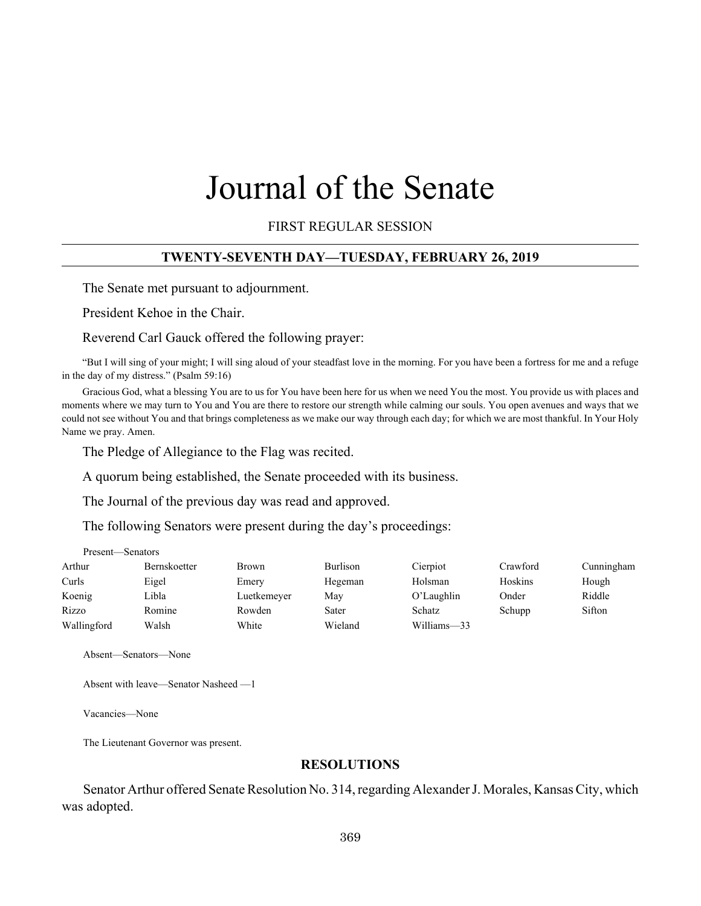# Journal of the Senate

FIRST REGULAR SESSION

## TWENTY-SEVENTH DAY—TUESDAY, FEBRUARY 26, 2019

The Senate met pursuant to adjournment.

President Kehoe in the Chair.

Reverend Carl Gauck offered the following prayer:

"But I will sing of your might; I will sing aloud of your steadfast love in the morning. For you have been a fortress for me and a refuge in the day of my distress." (Psalm 59:16)

Gracious God, what a blessing You are to us for You have been here for us when we need You the most. You provide us with places and moments where we may turn to You and You are there to restore our strength while calming our souls. You open avenues and ways that we could not see without You and that brings completeness as we make our way through each day; for which we are most thankful. In Your Holy Name we pray. Amen.

The Pledge of Allegiance to the Flag was recited.

A quorum being established, the Senate proceeded with its business.

The Journal of the previous day was read and approved.

The following Senators were present during the day's proceedings:

Present—Senators

| | | | | | | |
|---|---|---|---|---|---|---|
| Arthur | Bernskoetter | Brown | Burlison | Cierpiot | Crawford | Cunningham |
| Curls | Eigel | Emery | Hegeman | Holsman | Hoskins | Hough |
| Koenig | Libla | Luetkemeyer | May | O'Laughlin | Onder | Riddle |
| Rizzo | Romine | Rowden | Sater | Schatz | Schupp | Sifton |
| Wallingford | Walsh | White | Wieland | Williams—33 | | |

Absent—Senators—None

Absent with leave—Senator Nasheed —1

Vacancies—None

The Lieutenant Governor was present.

## RESOLUTIONS

Senator Arthur offered Senate Resolution No. 314, regarding Alexander J. Morales, Kansas City, which was adopted.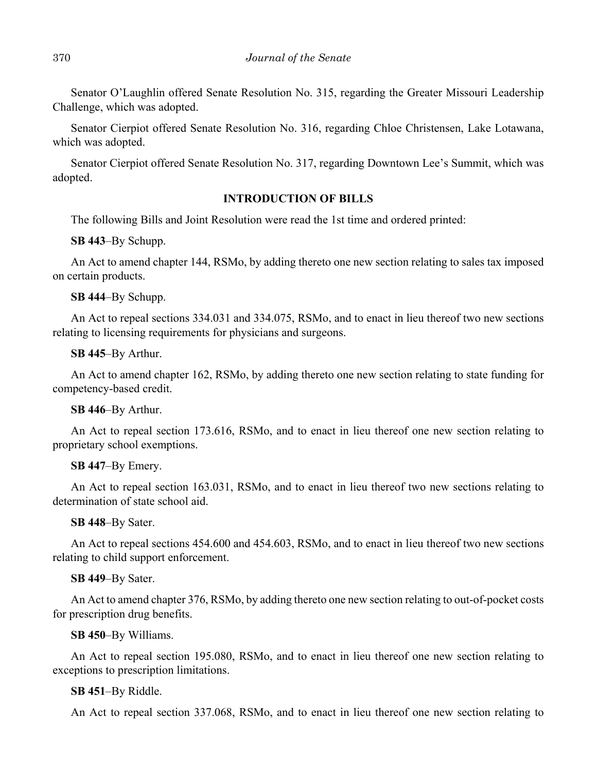Senator O'Laughlin offered Senate Resolution No. 315, regarding the Greater Missouri Leadership Challenge, which was adopted.

Senator Cierpiot offered Senate Resolution No. 316, regarding Chloe Christensen, Lake Lotawana, which was adopted.

Senator Cierpiot offered Senate Resolution No. 317, regarding Downtown Lee's Summit, which was adopted.

## INTRODUCTION OF BILLS

The following Bills and Joint Resolution were read the 1st time and ordered printed:

**SB 443**–By Schupp.

An Act to amend chapter 144, RSMo, by adding thereto one new section relating to sales tax imposed on certain products.

**SB 444**–By Schupp.

An Act to repeal sections 334.031 and 334.075, RSMo, and to enact in lieu thereof two new sections relating to licensing requirements for physicians and surgeons.

**SB 445**–By Arthur.

An Act to amend chapter 162, RSMo, by adding thereto one new section relating to state funding for competency-based credit.

**SB 446**–By Arthur.

An Act to repeal section 173.616, RSMo, and to enact in lieu thereof one new section relating to proprietary school exemptions.

**SB 447**–By Emery.

An Act to repeal section 163.031, RSMo, and to enact in lieu thereof two new sections relating to determination of state school aid.

**SB 448**–By Sater.

An Act to repeal sections 454.600 and 454.603, RSMo, and to enact in lieu thereof two new sections relating to child support enforcement.

**SB 449**–By Sater.

An Act to amend chapter 376, RSMo, by adding thereto one new section relating to out-of-pocket costs for prescription drug benefits.

**SB 450**–By Williams.

An Act to repeal section 195.080, RSMo, and to enact in lieu thereof one new section relating to exceptions to prescription limitations.

**SB 451**–By Riddle.

An Act to repeal section 337.068, RSMo, and to enact in lieu thereof one new section relating to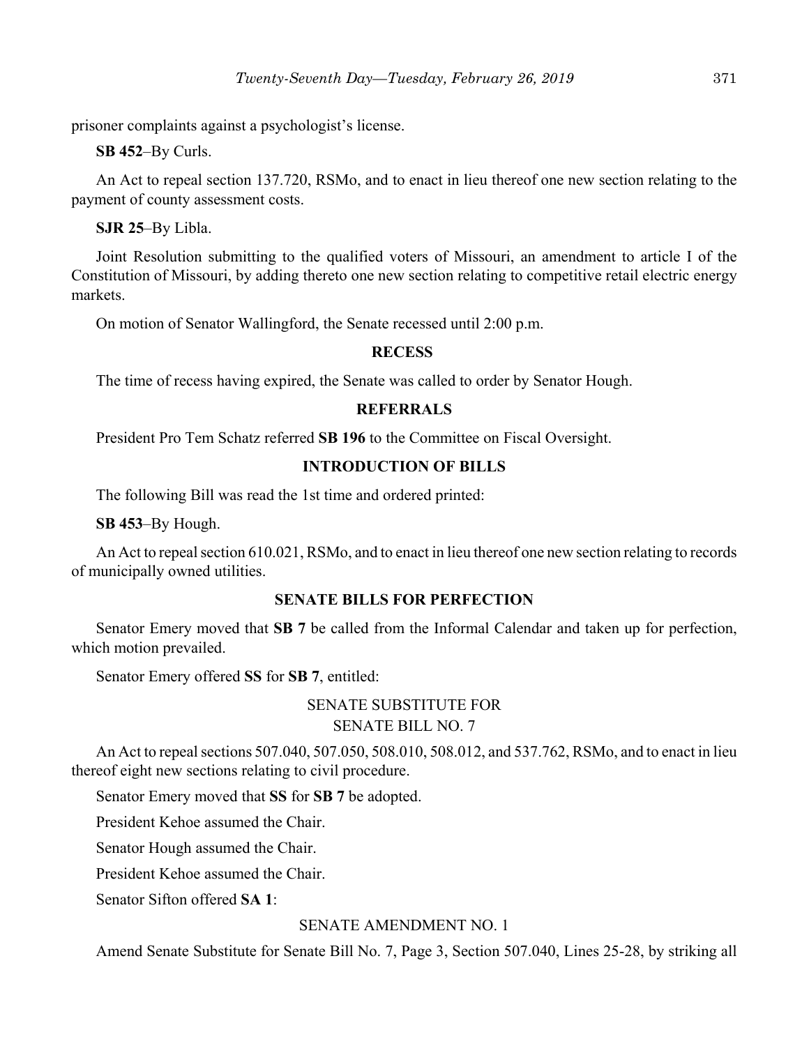prisoner complaints against a psychologist's license.

**SB 452**–By Curls.

An Act to repeal section 137.720, RSMo, and to enact in lieu thereof one new section relating to the payment of county assessment costs.

**SJR 25**–By Libla.

Joint Resolution submitting to the qualified voters of Missouri, an amendment to article I of the Constitution of Missouri, by adding thereto one new section relating to competitive retail electric energy markets.

On motion of Senator Wallingford, the Senate recessed until 2:00 p.m.

## RECESS

The time of recess having expired, the Senate was called to order by Senator Hough.

## REFERRALS

President Pro Tem Schatz referred **SB 196** to the Committee on Fiscal Oversight.

## INTRODUCTION OF BILLS

The following Bill was read the 1st time and ordered printed:

**SB 453**–By Hough.

An Act to repeal section 610.021, RSMo, and to enact in lieu thereof one new section relating to records of municipally owned utilities.

## SENATE BILLS FOR PERFECTION

Senator Emery moved that **SB 7** be called from the Informal Calendar and taken up for perfection, which motion prevailed.

Senator Emery offered **SS** for **SB 7**, entitled:

SENATE SUBSTITUTE FOR
SENATE BILL NO. 7

An Act to repeal sections 507.040, 507.050, 508.010, 508.012, and 537.762, RSMo, and to enact in lieu thereof eight new sections relating to civil procedure.

Senator Emery moved that **SS** for **SB 7** be adopted.

President Kehoe assumed the Chair.

Senator Hough assumed the Chair.

President Kehoe assumed the Chair.

Senator Sifton offered **SA 1**:

SENATE AMENDMENT NO. 1

Amend Senate Substitute for Senate Bill No. 7, Page 3, Section 507.040, Lines 25-28, by striking all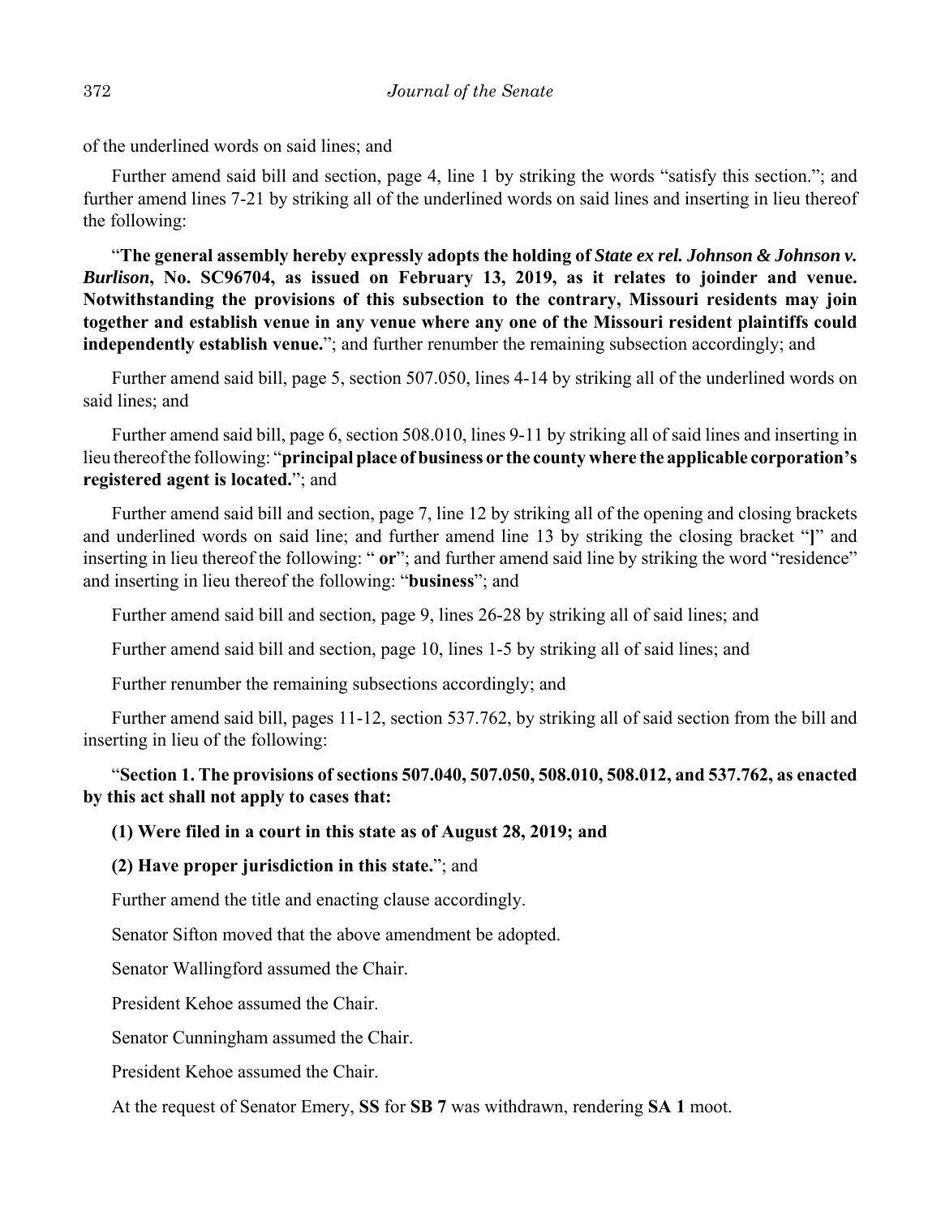of the underlined words on said lines; and

Further amend said bill and section, page 4, line 1 by striking the words "satisfy this section."; and further amend lines 7-21 by striking all of the underlined words on said lines and inserting in lieu thereof the following:

"**The general assembly hereby expressly adopts the holding of *State ex rel. Johnson & Johnson v. Burlison*, No. SC96704, as issued on February 13, 2019, as it relates to joinder and venue. Notwithstanding the provisions of this subsection to the contrary, Missouri residents may join together and establish venue in any venue where any one of the Missouri resident plaintiffs could independently establish venue.**"; and further renumber the remaining subsection accordingly; and

Further amend said bill, page 5, section 507.050, lines 4-14 by striking all of the underlined words on said lines; and

Further amend said bill, page 6, section 508.010, lines 9-11 by striking all of said lines and inserting in lieu thereof the following: "**principal place of business or the county where the applicable corporation's registered agent is located.**"; and

Further amend said bill and section, page 7, line 12 by striking all of the opening and closing brackets and underlined words on said line; and further amend line 13 by striking the closing bracket "**]**" and inserting in lieu thereof the following: " **or**"; and further amend said line by striking the word "residence" and inserting in lieu thereof the following: "**business**"; and

Further amend said bill and section, page 9, lines 26-28 by striking all of said lines; and

Further amend said bill and section, page 10, lines 1-5 by striking all of said lines; and

Further renumber the remaining subsections accordingly; and

Further amend said bill, pages 11-12, section 537.762, by striking all of said section from the bill and inserting in lieu of the following:

"**Section 1. The provisions of sections 507.040, 507.050, 508.010, 508.012, and 537.762, as enacted by this act shall not apply to cases that:**

**(1) Were filed in a court in this state as of August 28, 2019; and**

**(2) Have proper jurisdiction in this state.**"; and

Further amend the title and enacting clause accordingly.

Senator Sifton moved that the above amendment be adopted.

Senator Wallingford assumed the Chair.

President Kehoe assumed the Chair.

Senator Cunningham assumed the Chair.

President Kehoe assumed the Chair.

At the request of Senator Emery, **SS** for **SB 7** was withdrawn, rendering **SA 1** moot.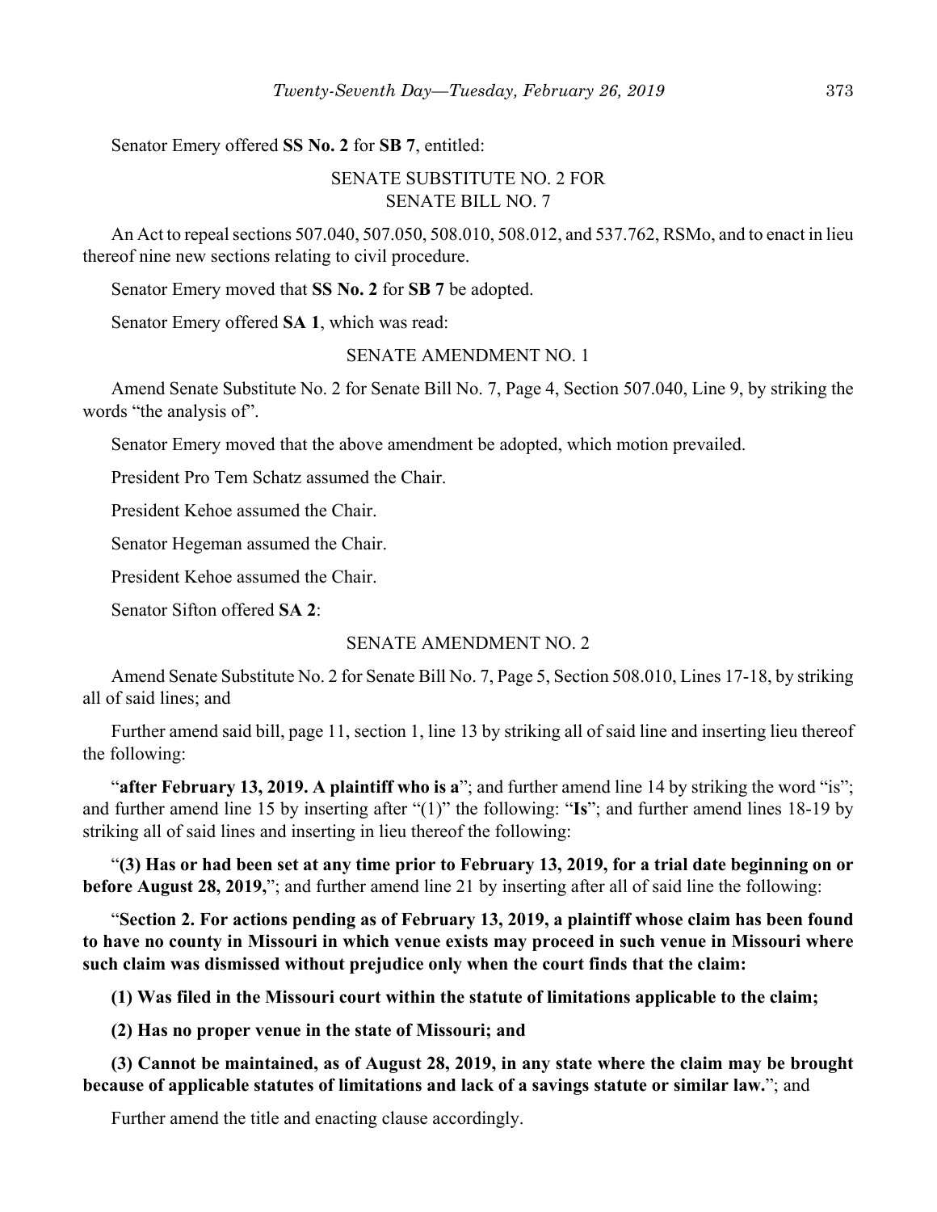Senator Emery offered **SS No. 2** for **SB 7**, entitled:

SENATE SUBSTITUTE NO. 2 FOR
SENATE BILL NO. 7

An Act to repeal sections 507.040, 507.050, 508.010, 508.012, and 537.762, RSMo, and to enact in lieu thereof nine new sections relating to civil procedure.

Senator Emery moved that **SS No. 2** for **SB 7** be adopted.

Senator Emery offered **SA 1**, which was read:

SENATE AMENDMENT NO. 1

Amend Senate Substitute No. 2 for Senate Bill No. 7, Page 4, Section 507.040, Line 9, by striking the words "the analysis of".

Senator Emery moved that the above amendment be adopted, which motion prevailed.

President Pro Tem Schatz assumed the Chair.

President Kehoe assumed the Chair.

Senator Hegeman assumed the Chair.

President Kehoe assumed the Chair.

Senator Sifton offered **SA 2**:

SENATE AMENDMENT NO. 2

Amend Senate Substitute No. 2 for Senate Bill No. 7, Page 5, Section 508.010, Lines 17-18, by striking all of said lines; and

Further amend said bill, page 11, section 1, line 13 by striking all of said line and inserting lieu thereof the following:

"**after February 13, 2019. A plaintiff who is a**"; and further amend line 14 by striking the word "is"; and further amend line 15 by inserting after "(1)" the following: "**Is**"; and further amend lines 18-19 by striking all of said lines and inserting in lieu thereof the following:

"**(3) Has or had been set at any time prior to February 13, 2019, for a trial date beginning on or before August 28, 2019,**"; and further amend line 21 by inserting after all of said line the following:

"**Section 2. For actions pending as of February 13, 2019, a plaintiff whose claim has been found to have no county in Missouri in which venue exists may proceed in such venue in Missouri where such claim was dismissed without prejudice only when the court finds that the claim:**

**(1) Was filed in the Missouri court within the statute of limitations applicable to the claim;**

**(2) Has no proper venue in the state of Missouri; and**

**(3) Cannot be maintained, as of August 28, 2019, in any state where the claim may be brought because of applicable statutes of limitations and lack of a savings statute or similar law.**"; and

Further amend the title and enacting clause accordingly.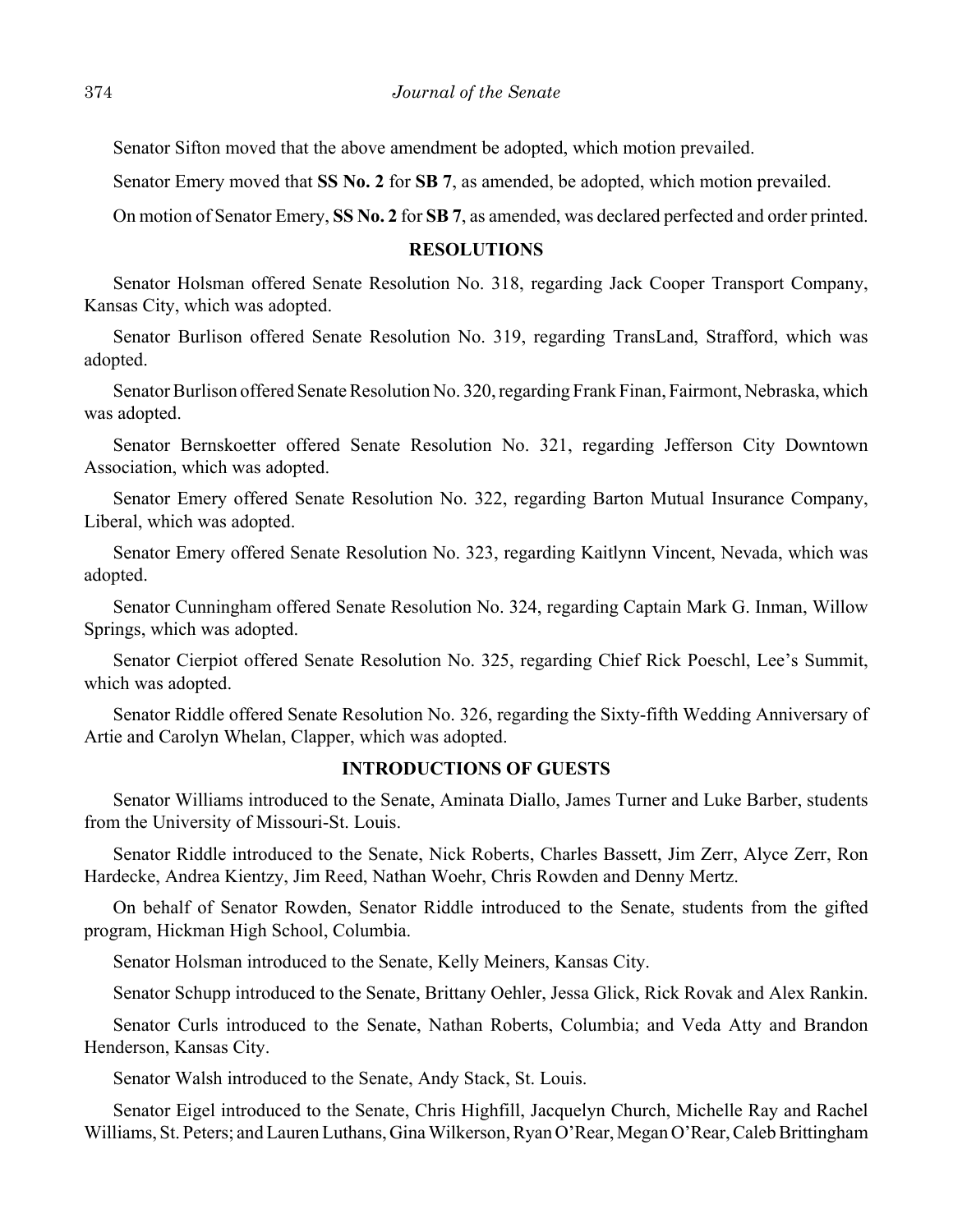Senator Sifton moved that the above amendment be adopted, which motion prevailed.

Senator Emery moved that **SS No. 2** for **SB 7**, as amended, be adopted, which motion prevailed.

On motion of Senator Emery, **SS No. 2** for **SB 7**, as amended, was declared perfected and order printed.

**RESOLUTIONS**

Senator Holsman offered Senate Resolution No. 318, regarding Jack Cooper Transport Company, Kansas City, which was adopted.

Senator Burlison offered Senate Resolution No. 319, regarding TransLand, Strafford, which was adopted.

Senator Burlison offered Senate Resolution No. 320, regarding Frank Finan, Fairmont, Nebraska, which was adopted.

Senator Bernskoetter offered Senate Resolution No. 321, regarding Jefferson City Downtown Association, which was adopted.

Senator Emery offered Senate Resolution No. 322, regarding Barton Mutual Insurance Company, Liberal, which was adopted.

Senator Emery offered Senate Resolution No. 323, regarding Kaitlynn Vincent, Nevada, which was adopted.

Senator Cunningham offered Senate Resolution No. 324, regarding Captain Mark G. Inman, Willow Springs, which was adopted.

Senator Cierpiot offered Senate Resolution No. 325, regarding Chief Rick Poeschl, Lee's Summit, which was adopted.

Senator Riddle offered Senate Resolution No. 326, regarding the Sixty-fifth Wedding Anniversary of Artie and Carolyn Whelan, Clapper, which was adopted.

**INTRODUCTIONS OF GUESTS**

Senator Williams introduced to the Senate, Aminata Diallo, James Turner and Luke Barber, students from the University of Missouri-St. Louis.

Senator Riddle introduced to the Senate, Nick Roberts, Charles Bassett, Jim Zerr, Alyce Zerr, Ron Hardecke, Andrea Kientzy, Jim Reed, Nathan Woehr, Chris Rowden and Denny Mertz.

On behalf of Senator Rowden, Senator Riddle introduced to the Senate, students from the gifted program, Hickman High School, Columbia.

Senator Holsman introduced to the Senate, Kelly Meiners, Kansas City.

Senator Schupp introduced to the Senate, Brittany Oehler, Jessa Glick, Rick Rovak and Alex Rankin.

Senator Curls introduced to the Senate, Nathan Roberts, Columbia; and Veda Atty and Brandon Henderson, Kansas City.

Senator Walsh introduced to the Senate, Andy Stack, St. Louis.

Senator Eigel introduced to the Senate, Chris Highfill, Jacquelyn Church, Michelle Ray and Rachel Williams, St. Peters; and Lauren Luthans, Gina Wilkerson, Ryan O'Rear, Megan O'Rear, Caleb Brittingham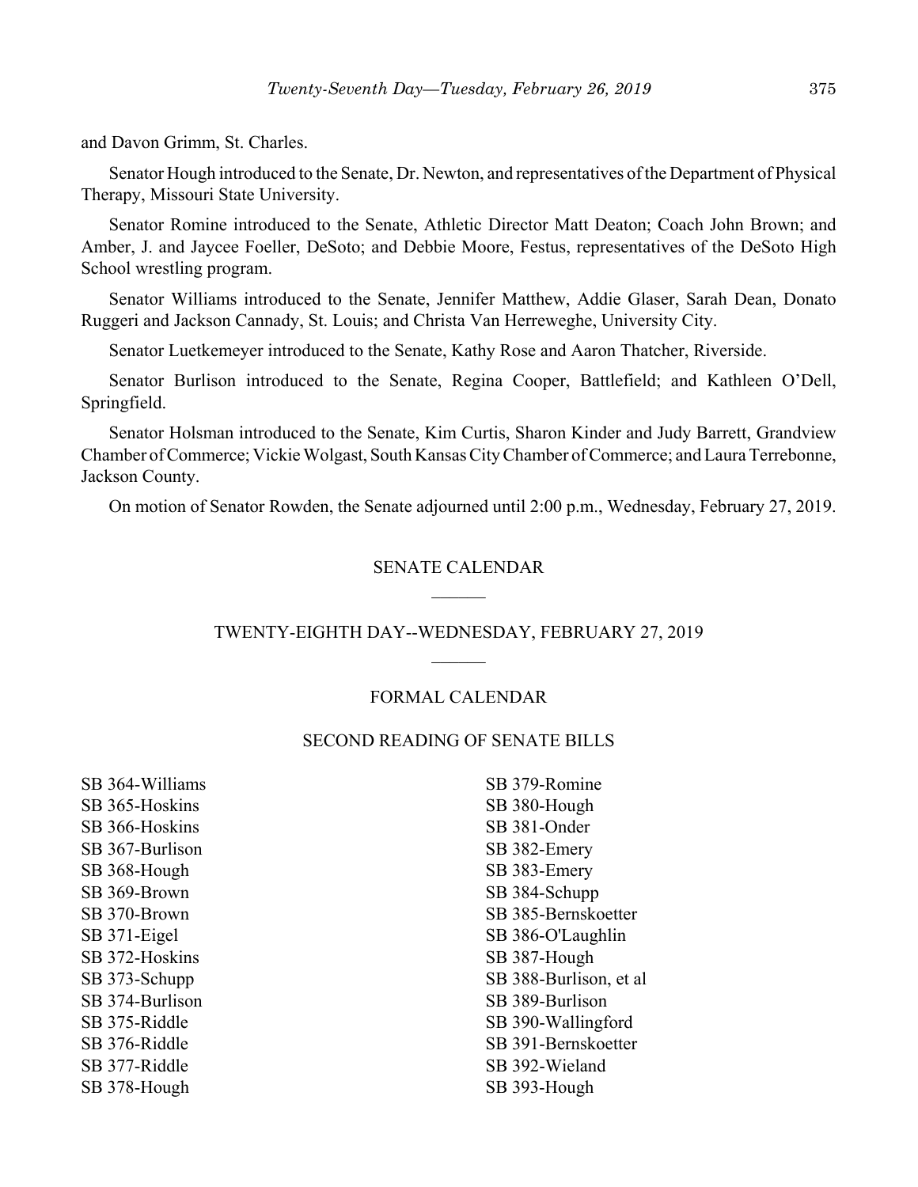and Davon Grimm, St. Charles.

Senator Hough introduced to the Senate, Dr. Newton, and representatives of the Department of Physical Therapy, Missouri State University.

Senator Romine introduced to the Senate, Athletic Director Matt Deaton; Coach John Brown; and Amber, J. and Jaycee Foeller, DeSoto; and Debbie Moore, Festus, representatives of the DeSoto High School wrestling program.

Senator Williams introduced to the Senate, Jennifer Matthew, Addie Glaser, Sarah Dean, Donato Ruggeri and Jackson Cannady, St. Louis; and Christa Van Herreweghe, University City.

Senator Luetkemeyer introduced to the Senate, Kathy Rose and Aaron Thatcher, Riverside.

Senator Burlison introduced to the Senate, Regina Cooper, Battlefield; and Kathleen O'Dell, Springfield.

Senator Holsman introduced to the Senate, Kim Curtis, Sharon Kinder and Judy Barrett, Grandview Chamber of Commerce; Vickie Wolgast, South Kansas City Chamber of Commerce; and Laura Terrebonne, Jackson County.

On motion of Senator Rowden, the Senate adjourned until 2:00 p.m., Wednesday, February 27, 2019.

## SENATE CALENDAR

## TWENTY-EIGHTH DAY--WEDNESDAY, FEBRUARY 27, 2019

### FORMAL CALENDAR

### SECOND READING OF SENATE BILLS

SB 364-Williams
SB 365-Hoskins
SB 366-Hoskins
SB 367-Burlison
SB 368-Hough
SB 369-Brown
SB 370-Brown
SB 371-Eigel
SB 372-Hoskins
SB 373-Schupp
SB 374-Burlison
SB 375-Riddle
SB 376-Riddle
SB 377-Riddle
SB 378-Hough
SB 379-Romine
SB 380-Hough
SB 381-Onder
SB 382-Emery
SB 383-Emery
SB 384-Schupp
SB 385-Bernskoetter
SB 386-O'Laughlin
SB 387-Hough
SB 388-Burlison, et al
SB 389-Burlison
SB 390-Wallingford
SB 391-Bernskoetter
SB 392-Wieland
SB 393-Hough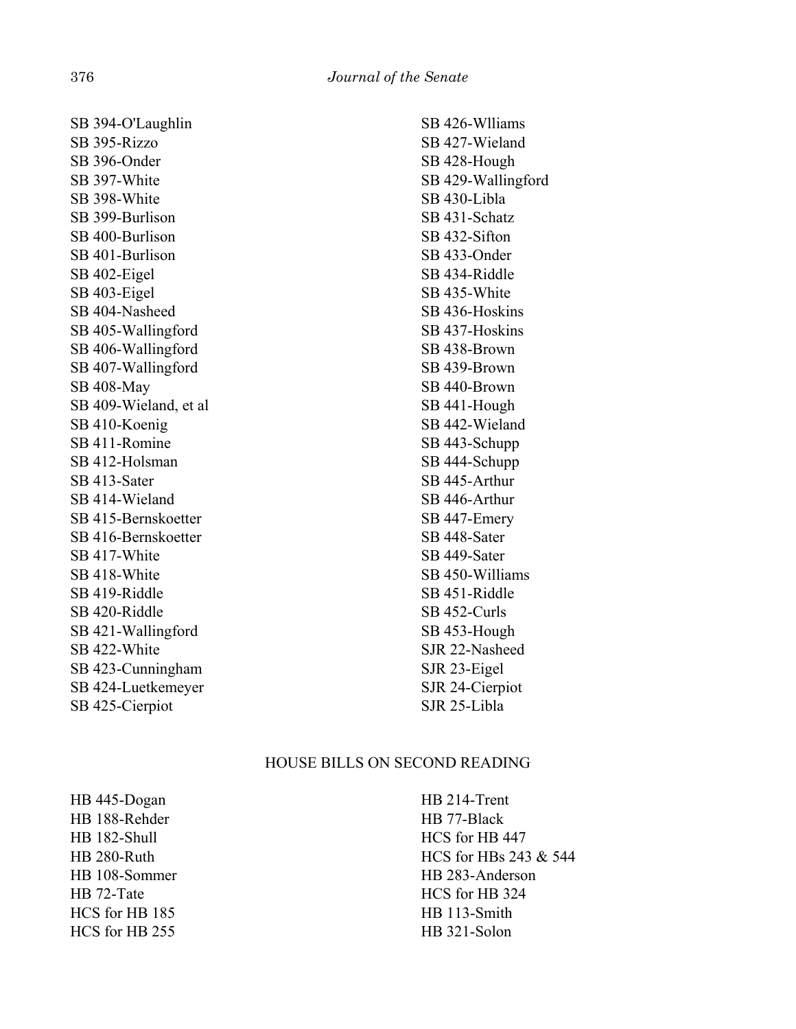SB 394-O'Laughlin
SB 395-Rizzo
SB 396-Onder
SB 397-White
SB 398-White
SB 399-Burlison
SB 400-Burlison
SB 401-Burlison
SB 402-Eigel
SB 403-Eigel
SB 404-Nasheed
SB 405-Wallingford
SB 406-Wallingford
SB 407-Wallingford
SB 408-May
SB 409-Wieland, et al
SB 410-Koenig
SB 411-Romine
SB 412-Holsman
SB 413-Sater
SB 414-Wieland
SB 415-Bernskoetter
SB 416-Bernskoetter
SB 417-White
SB 418-White
SB 419-Riddle
SB 420-Riddle
SB 421-Wallingford
SB 422-White
SB 423-Cunningham
SB 424-Luetkemeyer
SB 425-Cierpiot
SB 426-Wlliams
SB 427-Wieland
SB 428-Hough
SB 429-Wallingford
SB 430-Libla
SB 431-Schatz
SB 432-Sifton
SB 433-Onder
SB 434-Riddle
SB 435-White
SB 436-Hoskins
SB 437-Hoskins
SB 438-Brown
SB 439-Brown
SB 440-Brown
SB 441-Hough
SB 442-Wieland
SB 443-Schupp
SB 444-Schupp
SB 445-Arthur
SB 446-Arthur
SB 447-Emery
SB 448-Sater
SB 449-Sater
SB 450-Williams
SB 451-Riddle
SB 452-Curls
SB 453-Hough
SJR 22-Nasheed
SJR 23-Eigel
SJR 24-Cierpiot
SJR 25-Libla

## HOUSE BILLS ON SECOND READING

HB 445-Dogan
HB 188-Rehder
HB 182-Shull
HB 280-Ruth
HB 108-Sommer
HB 72-Tate
HCS for HB 185
HCS for HB 255
HB 214-Trent
HB 77-Black
HCS for HB 447
HCS for HBs 243 & 544
HB 283-Anderson
HCS for HB 324
HB 113-Smith
HB 321-Solon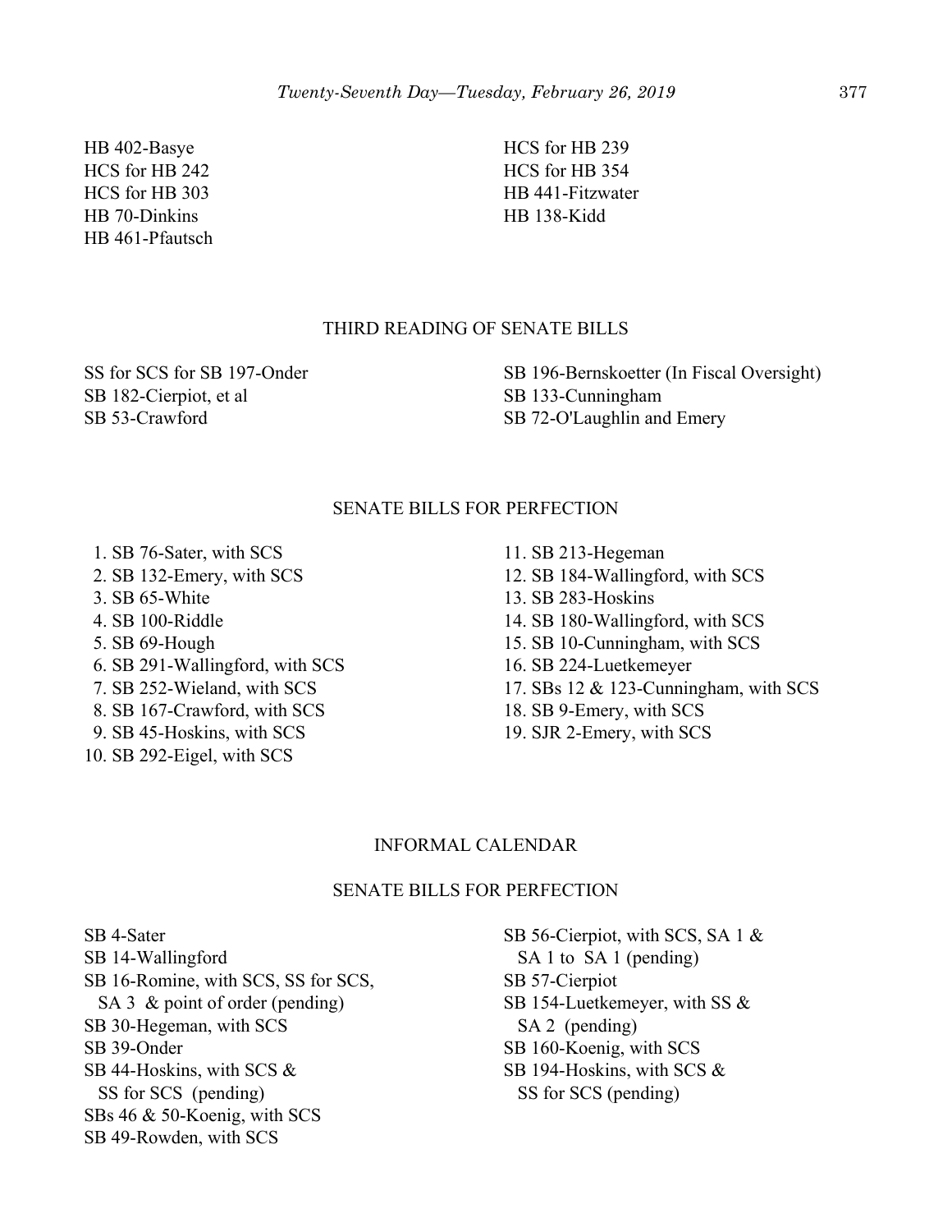HB 402-Basye
HCS for HB 242
HCS for HB 303
HB 70-Dinkins
HB 461-Pfautsch
HCS for HB 239
HCS for HB 354
HB 441-Fitzwater
HB 138-Kidd

## THIRD READING OF SENATE BILLS

SS for SCS for SB 197-Onder
SB 182-Cierpiot, et al
SB 53-Crawford
SB 196-Bernskoetter (In Fiscal Oversight)
SB 133-Cunningham
SB 72-O'Laughlin and Emery

## SENATE BILLS FOR PERFECTION

1. SB 76-Sater, with SCS
2. SB 132-Emery, with SCS
3. SB 65-White
4. SB 100-Riddle
5. SB 69-Hough
6. SB 291-Wallingford, with SCS
7. SB 252-Wieland, with SCS
8. SB 167-Crawford, with SCS
9. SB 45-Hoskins, with SCS
10. SB 292-Eigel, with SCS
11. SB 213-Hegeman
12. SB 184-Wallingford, with SCS
13. SB 283-Hoskins
14. SB 180-Wallingford, with SCS
15. SB 10-Cunningham, with SCS
16. SB 224-Luetkemeyer
17. SBs 12 & 123-Cunningham, with SCS
18. SB 9-Emery, with SCS
19. SJR 2-Emery, with SCS

## INFORMAL CALENDAR

## SENATE BILLS FOR PERFECTION

SB 4-Sater
SB 14-Wallingford
SB 16-Romine, with SCS, SS for SCS, SA 3 & point of order (pending)
SB 30-Hegeman, with SCS
SB 39-Onder
SB 44-Hoskins, with SCS & SS for SCS (pending)
SBs 46 & 50-Koenig, with SCS
SB 49-Rowden, with SCS
SB 56-Cierpiot, with SCS, SA 1 & SA 1 to SA 1 (pending)
SB 57-Cierpiot
SB 154-Luetkemeyer, with SS & SA 2 (pending)
SB 160-Koenig, with SCS
SB 194-Hoskins, with SCS & SS for SCS (pending)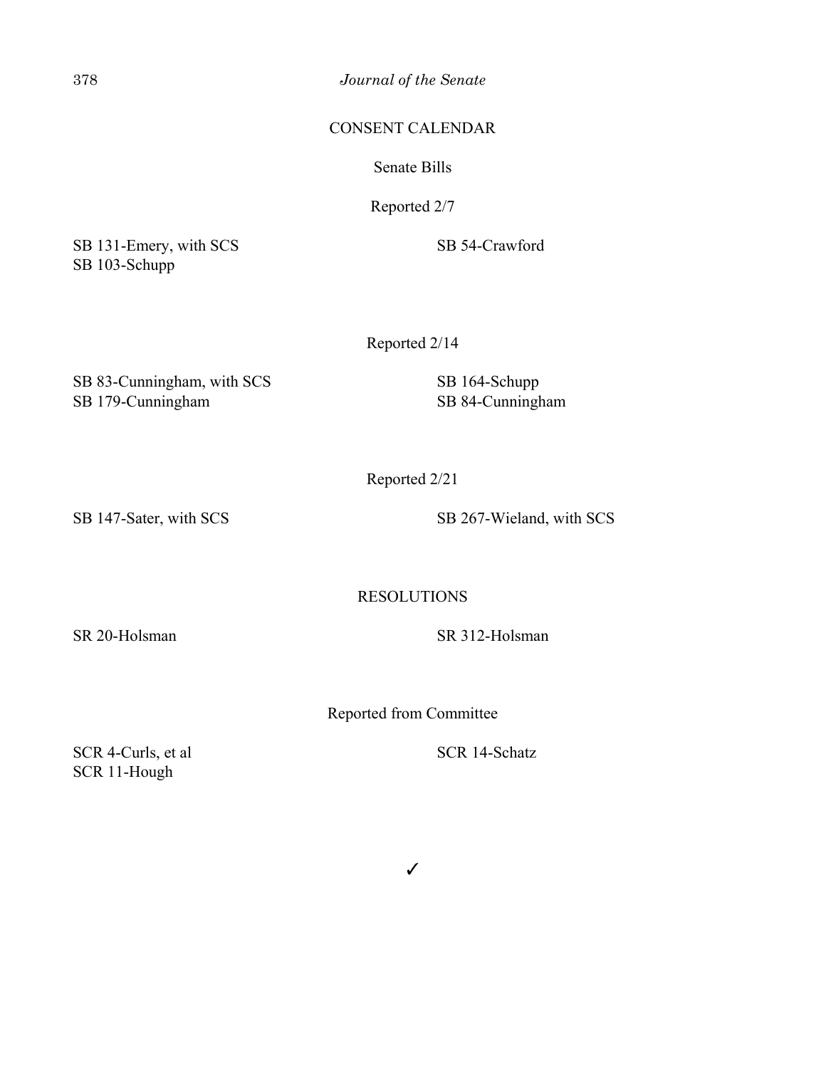## CONSENT CALENDAR

### Senate Bills

Reported 2/7

SB 131-Emery, with SCS
SB 103-Schupp
SB 54-Crawford

Reported 2/14

SB 83-Cunningham, with SCS
SB 179-Cunningham
SB 164-Schupp
SB 84-Cunningham

Reported 2/21

SB 147-Sater, with SCS
SB 267-Wieland, with SCS

## RESOLUTIONS

SR 20-Holsman
SR 312-Holsman

Reported from Committee

SCR 4-Curls, et al
SCR 11-Hough
SCR 14-Schatz

✓